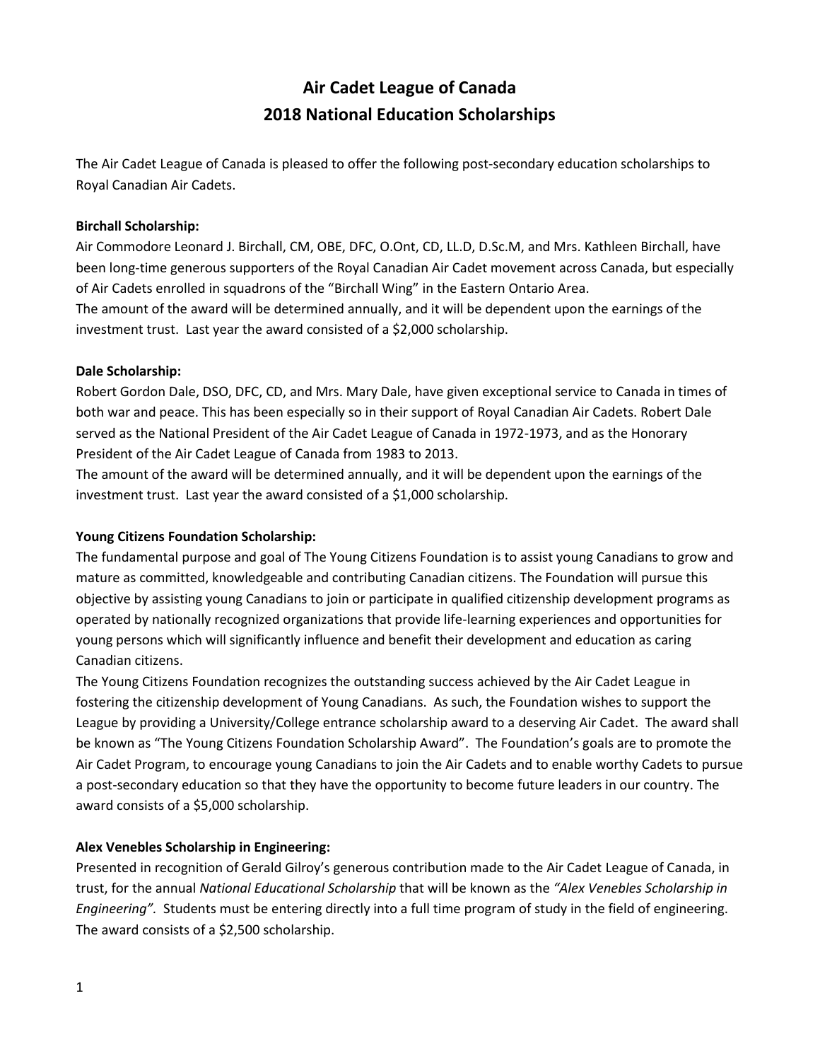# Air Cadet League of Canada
# 2018 National Education Scholarships

The Air Cadet League of Canada is pleased to offer the following post-secondary education scholarships to Royal Canadian Air Cadets.

**Birchall Scholarship:**
Air Commodore Leonard J. Birchall, CM, OBE, DFC, O.Ont, CD, LL.D, D.Sc.M, and Mrs. Kathleen Birchall, have been long-time generous supporters of the Royal Canadian Air Cadet movement across Canada, but especially of Air Cadets enrolled in squadrons of the "Birchall Wing" in the Eastern Ontario Area.
The amount of the award will be determined annually, and it will be dependent upon the earnings of the investment trust. Last year the award consisted of a $2,000 scholarship.

**Dale Scholarship:**
Robert Gordon Dale, DSO, DFC, CD, and Mrs. Mary Dale, have given exceptional service to Canada in times of both war and peace. This has been especially so in their support of Royal Canadian Air Cadets. Robert Dale served as the National President of the Air Cadet League of Canada in 1972-1973, and as the Honorary President of the Air Cadet League of Canada from 1983 to 2013.
The amount of the award will be determined annually, and it will be dependent upon the earnings of the investment trust. Last year the award consisted of a $1,000 scholarship.

**Young Citizens Foundation Scholarship:**
The fundamental purpose and goal of The Young Citizens Foundation is to assist young Canadians to grow and mature as committed, knowledgeable and contributing Canadian citizens. The Foundation will pursue this objective by assisting young Canadians to join or participate in qualified citizenship development programs as operated by nationally recognized organizations that provide life-learning experiences and opportunities for young persons which will significantly influence and benefit their development and education as caring Canadian citizens.
The Young Citizens Foundation recognizes the outstanding success achieved by the Air Cadet League in fostering the citizenship development of Young Canadians. As such, the Foundation wishes to support the League by providing a University/College entrance scholarship award to a deserving Air Cadet. The award shall be known as "The Young Citizens Foundation Scholarship Award". The Foundation's goals are to promote the Air Cadet Program, to encourage young Canadians to join the Air Cadets and to enable worthy Cadets to pursue a post-secondary education so that they have the opportunity to become future leaders in our country. The award consists of a $5,000 scholarship.

**Alex Venebles Scholarship in Engineering:**
Presented in recognition of Gerald Gilroy's generous contribution made to the Air Cadet League of Canada, in trust, for the annual *National Educational Scholarship* that will be known as the *"Alex Venebles Scholarship in Engineering"*. Students must be entering directly into a full time program of study in the field of engineering. The award consists of a $2,500 scholarship.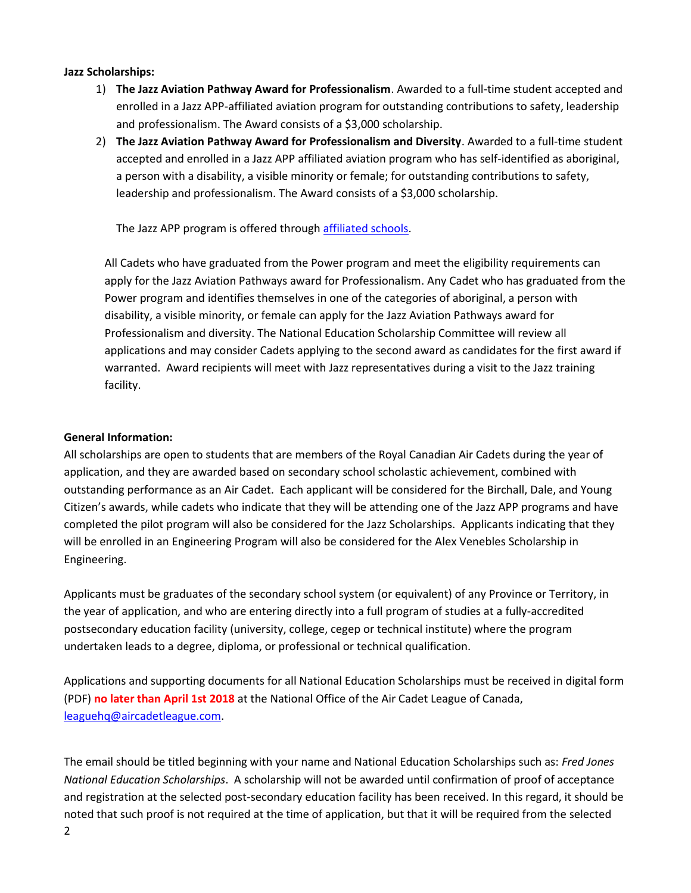**Jazz Scholarships:**

1) **The Jazz Aviation Pathway Award for Professionalism**. Awarded to a full-time student accepted and enrolled in a Jazz APP-affiliated aviation program for outstanding contributions to safety, leadership and professionalism. The Award consists of a $3,000 scholarship.
2) **The Jazz Aviation Pathway Award for Professionalism and Diversity**. Awarded to a full-time student accepted and enrolled in a Jazz APP affiliated aviation program who has self-identified as aboriginal, a person with a disability, a visible minority or female; for outstanding contributions to safety, leadership and professionalism. The Award consists of a $3,000 scholarship.

   The Jazz APP program is offered through affiliated schools.

   All Cadets who have graduated from the Power program and meet the eligibility requirements can apply for the Jazz Aviation Pathways award for Professionalism. Any Cadet who has graduated from the Power program and identifies themselves in one of the categories of aboriginal, a person with disability, a visible minority, or female can apply for the Jazz Aviation Pathways award for Professionalism and diversity. The National Education Scholarship Committee will review all applications and may consider Cadets applying to the second award as candidates for the first award if warranted. Award recipients will meet with Jazz representatives during a visit to the Jazz training facility.

**General Information:**

All scholarships are open to students that are members of the Royal Canadian Air Cadets during the year of application, and they are awarded based on secondary school scholastic achievement, combined with outstanding performance as an Air Cadet. Each applicant will be considered for the Birchall, Dale, and Young Citizen's awards, while cadets who indicate that they will be attending one of the Jazz APP programs and have completed the pilot program will also be considered for the Jazz Scholarships. Applicants indicating that they will be enrolled in an Engineering Program will also be considered for the Alex Venebles Scholarship in Engineering.

Applicants must be graduates of the secondary school system (or equivalent) of any Province or Territory, in the year of application, and who are entering directly into a full program of studies at a fully-accredited postsecondary education facility (university, college, cegep or technical institute) where the program undertaken leads to a degree, diploma, or professional or technical qualification.

Applications and supporting documents for all National Education Scholarships must be received in digital form (PDF) **no later than April 1st 2018** at the National Office of the Air Cadet League of Canada, leaguehq@aircadetleague.com.

The email should be titled beginning with your name and National Education Scholarships such as: *Fred Jones National Education Scholarships*. A scholarship will not be awarded until confirmation of proof of acceptance and registration at the selected post-secondary education facility has been received. In this regard, it should be noted that such proof is not required at the time of application, but that it will be required from the selected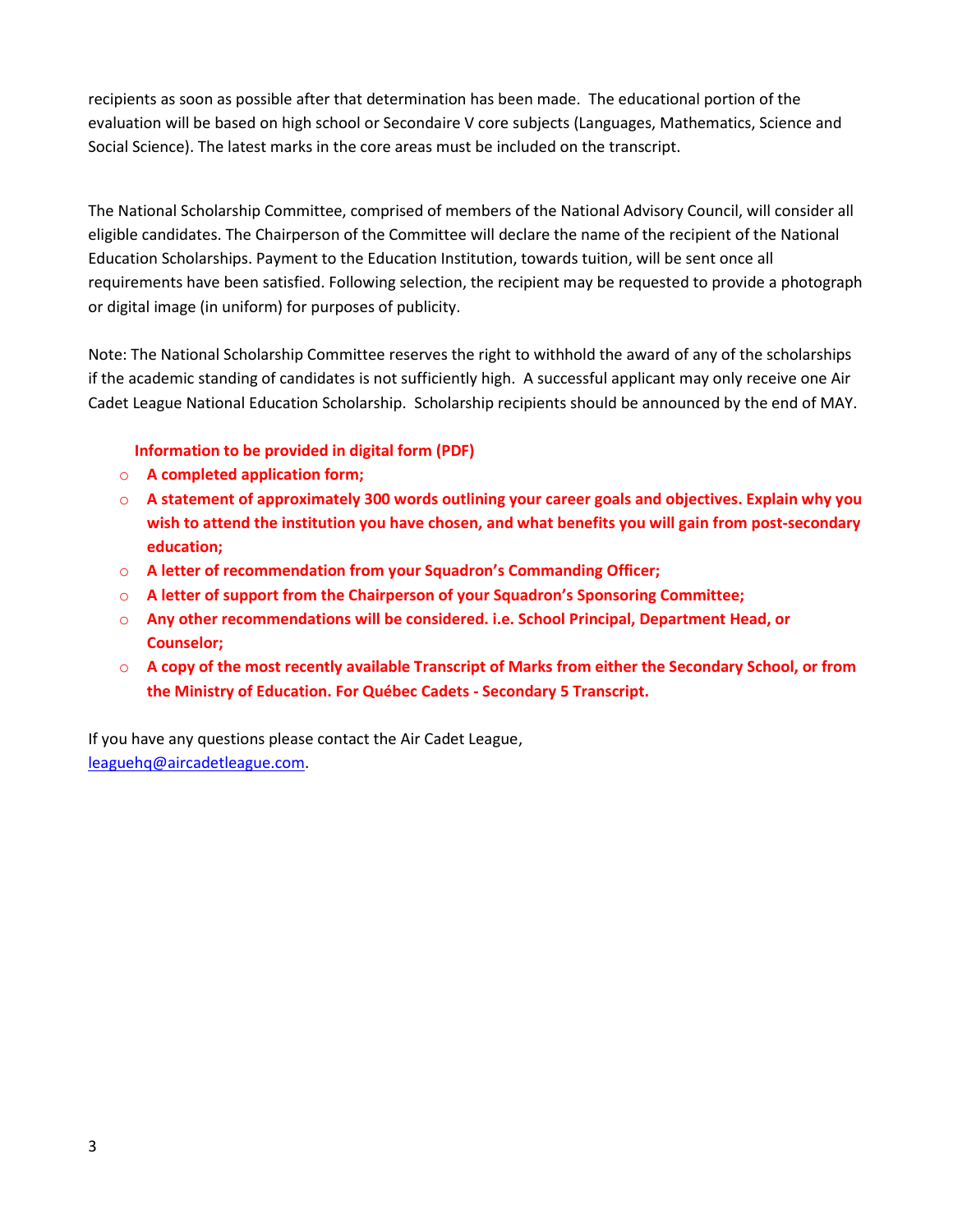recipients as soon as possible after that determination has been made. The educational portion of the evaluation will be based on high school or Secondaire V core subjects (Languages, Mathematics, Science and Social Science). The latest marks in the core areas must be included on the transcript.

The National Scholarship Committee, comprised of members of the National Advisory Council, will consider all eligible candidates. The Chairperson of the Committee will declare the name of the recipient of the National Education Scholarships. Payment to the Education Institution, towards tuition, will be sent once all requirements have been satisfied. Following selection, the recipient may be requested to provide a photograph or digital image (in uniform) for purposes of publicity.

Note: The National Scholarship Committee reserves the right to withhold the award of any of the scholarships if the academic standing of candidates is not sufficiently high. A successful applicant may only receive one Air Cadet League National Education Scholarship. Scholarship recipients should be announced by the end of MAY.

**Information to be provided in digital form (PDF)**

- **A completed application form;**
- **A statement of approximately 300 words outlining your career goals and objectives. Explain why you wish to attend the institution you have chosen, and what benefits you will gain from post-secondary education;**
- **A letter of recommendation from your Squadron's Commanding Officer;**
- **A letter of support from the Chairperson of your Squadron's Sponsoring Committee;**
- **Any other recommendations will be considered. i.e. School Principal, Department Head, or Counselor;**
- **A copy of the most recently available Transcript of Marks from either the Secondary School, or from the Ministry of Education. For Québec Cadets - Secondary 5 Transcript.**

If you have any questions please contact the Air Cadet League, leaguehq@aircadetleague.com.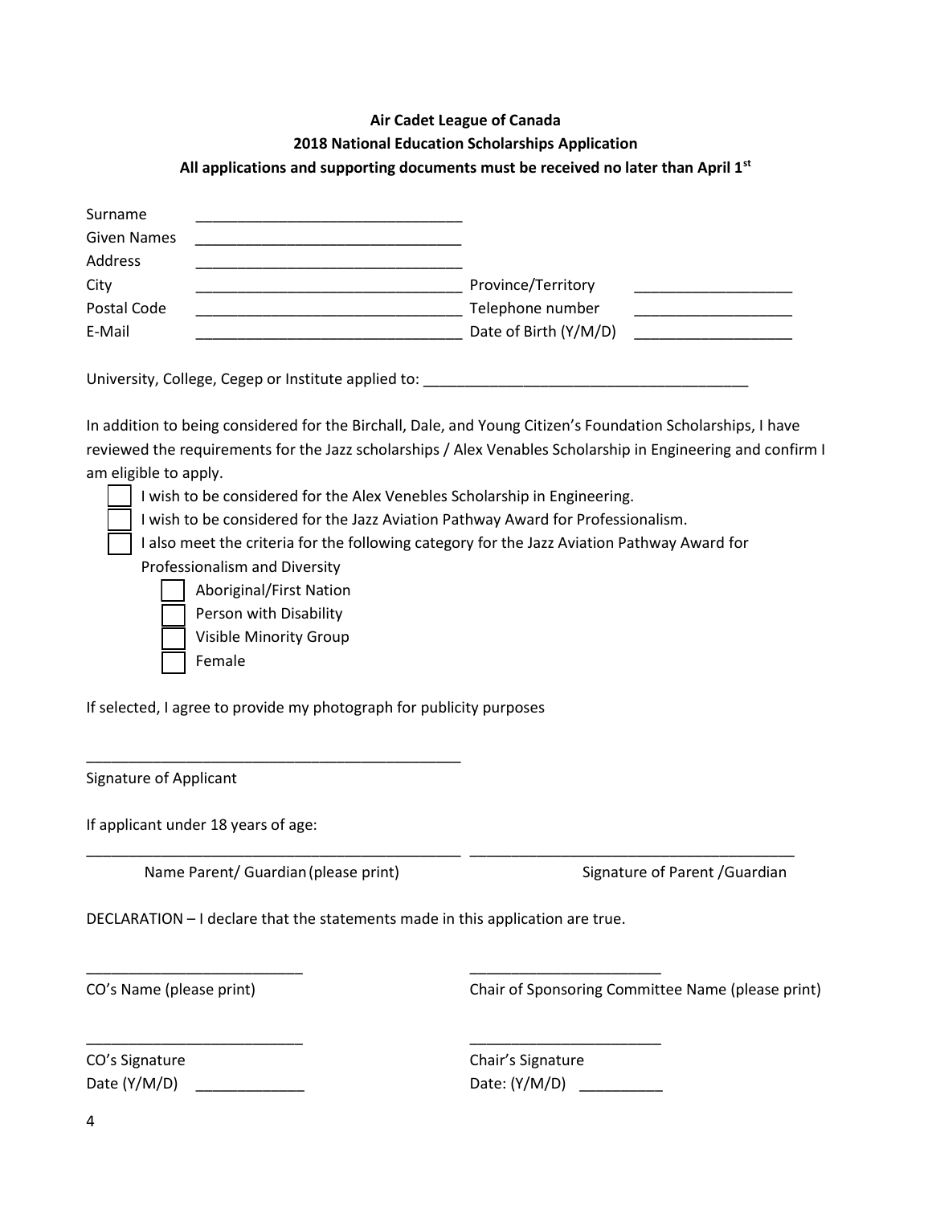**Air Cadet League of Canada**

**2018 National Education Scholarships Application**

**All applications and supporting documents must be received no later than April 1st**

Surname ________________________________

Given Names ________________________________

Address ________________________________

City ________________________________ Province/Territory ___________________

Postal Code ________________________________ Telephone number ___________________

E-Mail ________________________________ Date of Birth (Y/M/D) ___________________

University, College, Cegep or Institute applied to: _______________________________________

In addition to being considered for the Birchall, Dale, and Young Citizen's Foundation Scholarships, I have reviewed the requirements for the Jazz scholarships / Alex Venables Scholarship in Engineering and confirm I am eligible to apply.

- ☐ I wish to be considered for the Alex Venebles Scholarship in Engineering.
- ☐ I wish to be considered for the Jazz Aviation Pathway Award for Professionalism.
- ☐ I also meet the criteria for the following category for the Jazz Aviation Pathway Award for Professionalism and Diversity
  - ☐ Aboriginal/First Nation
  - ☐ Person with Disability
  - ☐ Visible Minority Group
  - ☐ Female

If selected, I agree to provide my photograph for publicity purposes

______________________________________________

Signature of Applicant

If applicant under 18 years of age:

______________________________________________ ______________________________________

Name Parent/ Guardian (please print) Signature of Parent /Guardian

DECLARATION – I declare that the statements made in this application are true.

__________________________ _______________________

CO's Name (please print) Chair of Sponsoring Committee Name (please print)

__________________________ _______________________

CO's Signature Chair's Signature

Date (Y/M/D) _____________ Date: (Y/M/D) __________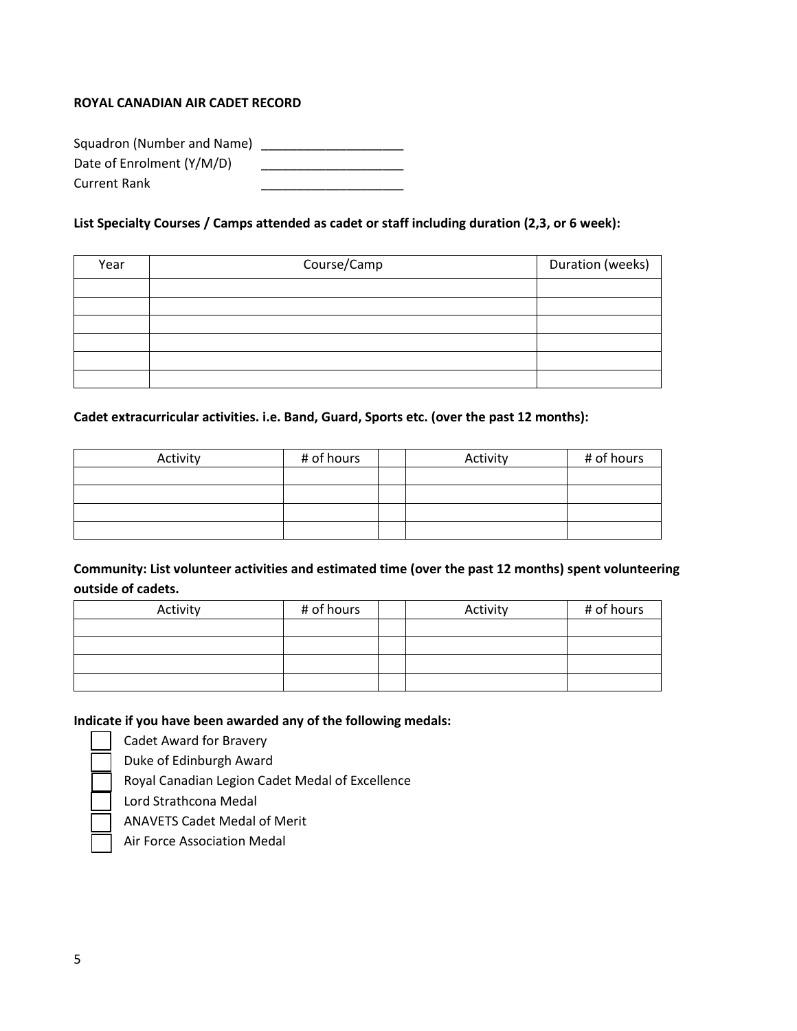**ROYAL CANADIAN AIR CADET RECORD**

Squadron (Number and Name) ____________________
Date of Enrolment (Y/M/D) ____________________
Current Rank ____________________

**List Specialty Courses / Camps attended as cadet or staff including duration (2,3, or 6 week):**

| Year | Course/Camp | Duration (weeks) |
|---|---|---|
| | | |
| | | |
| | | |
| | | |
| | | |
| | | |

**Cadet extracurricular activities. i.e. Band, Guard, Sports etc. (over the past 12 months):**

| Activity | # of hours | | Activity | # of hours |
|---|---|---|---|---|
| | | | | |
| | | | | |
| | | | | |
| | | | | |

**Community: List volunteer activities and estimated time (over the past 12 months) spent volunteering outside of cadets.**

| Activity | # of hours | | Activity | # of hours |
|---|---|---|---|---|
| | | | | |
| | | | | |
| | | | | |
| | | | | |

**Indicate if you have been awarded any of the following medals:**

- [ ] Cadet Award for Bravery
- [ ] Duke of Edinburgh Award
- [ ] Royal Canadian Legion Cadet Medal of Excellence
- [ ] Lord Strathcona Medal
- [ ] ANAVETS Cadet Medal of Merit
- [ ] Air Force Association Medal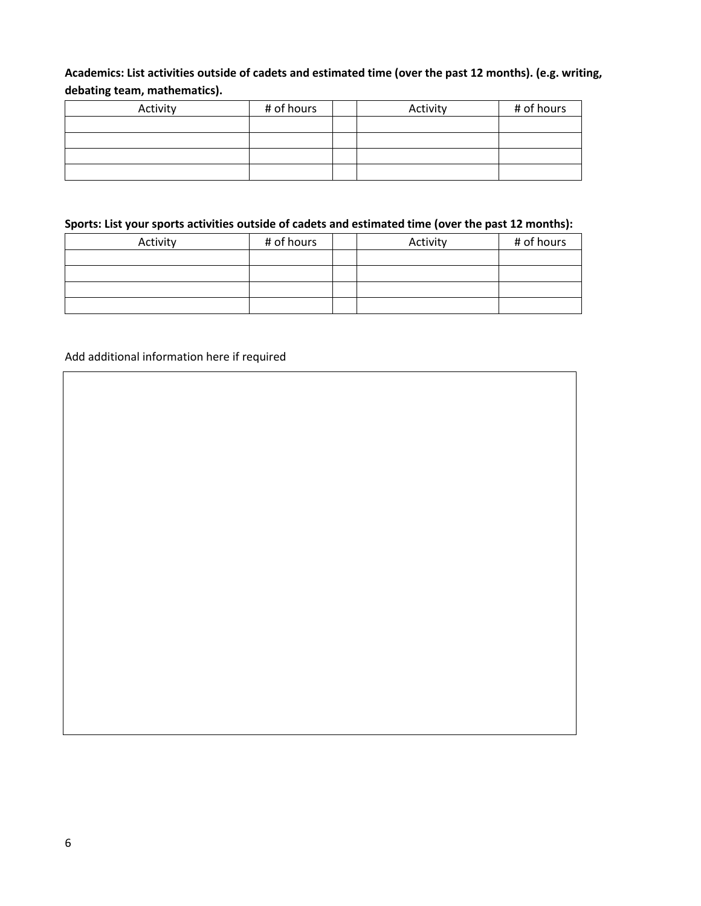**Academics: List activities outside of cadets and estimated time (over the past 12 months). (e.g. writing, debating team, mathematics).**

| Activity | # of hours | | Activity | # of hours |
| --- | --- | --- | --- | --- |
| | | | | |
| | | | | |
| | | | | |
| | | | | |

**Sports: List your sports activities outside of cadets and estimated time (over the past 12 months):**

| Activity | # of hours | | Activity | # of hours |
| --- | --- | --- | --- | --- |
| | | | | |
| | | | | |
| | | | | |
| | | | | |

Add additional information here if required